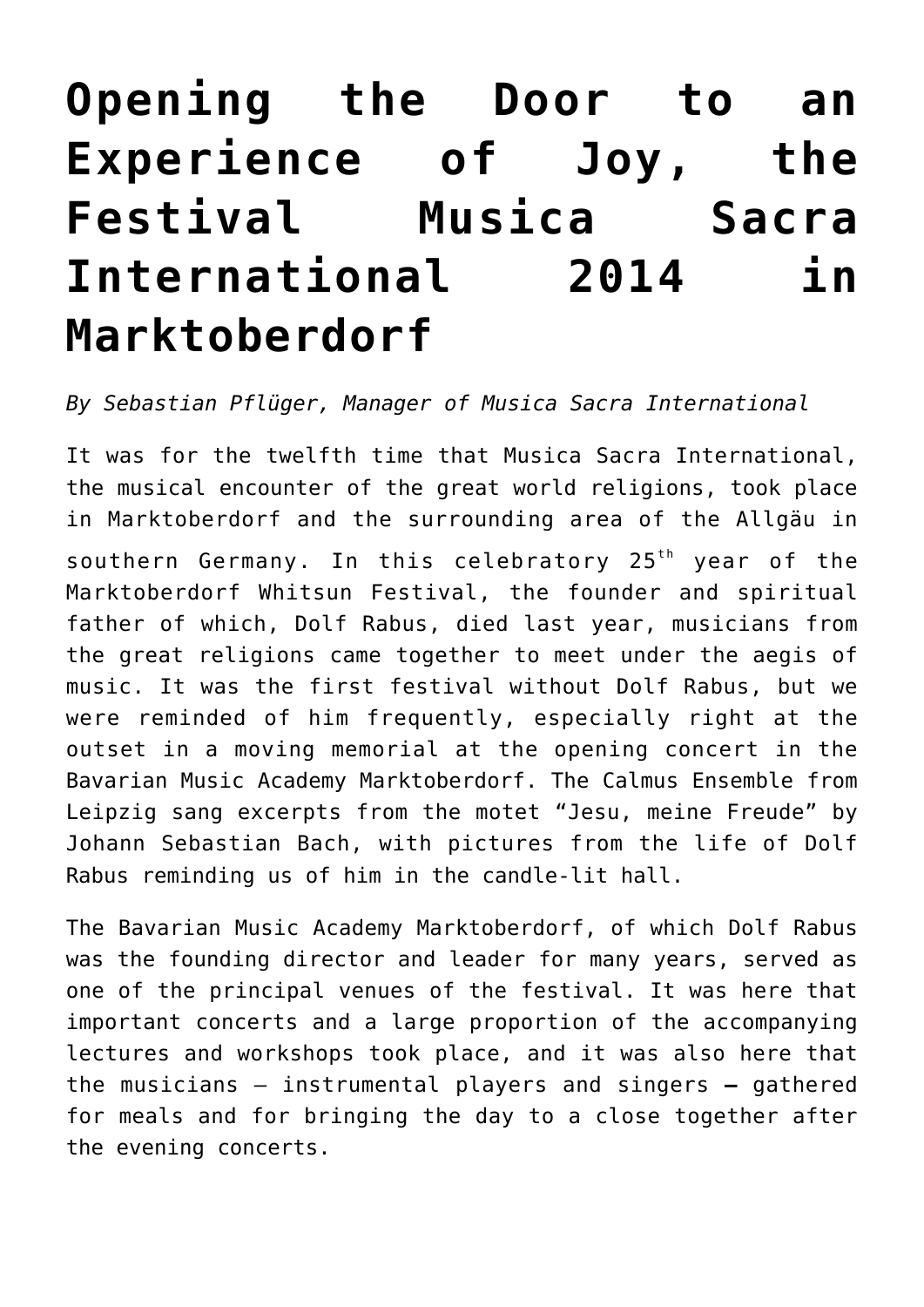# Opening the Door to an Experience of Joy, the Festival Musica Sacra International 2014 in Marktoberdorf

*By Sebastian Pflüger, Manager of Musica Sacra International*

It was for the twelfth time that Musica Sacra International, the musical encounter of the great world religions, took place in Marktoberdorf and the surrounding area of the Allgäu in southern Germany. In this celebratory 25th year of the Marktoberdorf Whitsun Festival, the founder and spiritual father of which, Dolf Rabus, died last year, musicians from the great religions came together to meet under the aegis of music. It was the first festival without Dolf Rabus, but we were reminded of him frequently, especially right at the outset in a moving memorial at the opening concert in the Bavarian Music Academy Marktoberdorf. The Calmus Ensemble from Leipzig sang excerpts from the motet "Jesu, meine Freude" by Johann Sebastian Bach, with pictures from the life of Dolf Rabus reminding us of him in the candle-lit hall.

The Bavarian Music Academy Marktoberdorf, of which Dolf Rabus was the founding director and leader for many years, served as one of the principal venues of the festival. It was here that important concerts and a large proportion of the accompanying lectures and workshops took place, and it was also here that the musicians – instrumental players and singers – gathered for meals and for bringing the day to a close together after the evening concerts.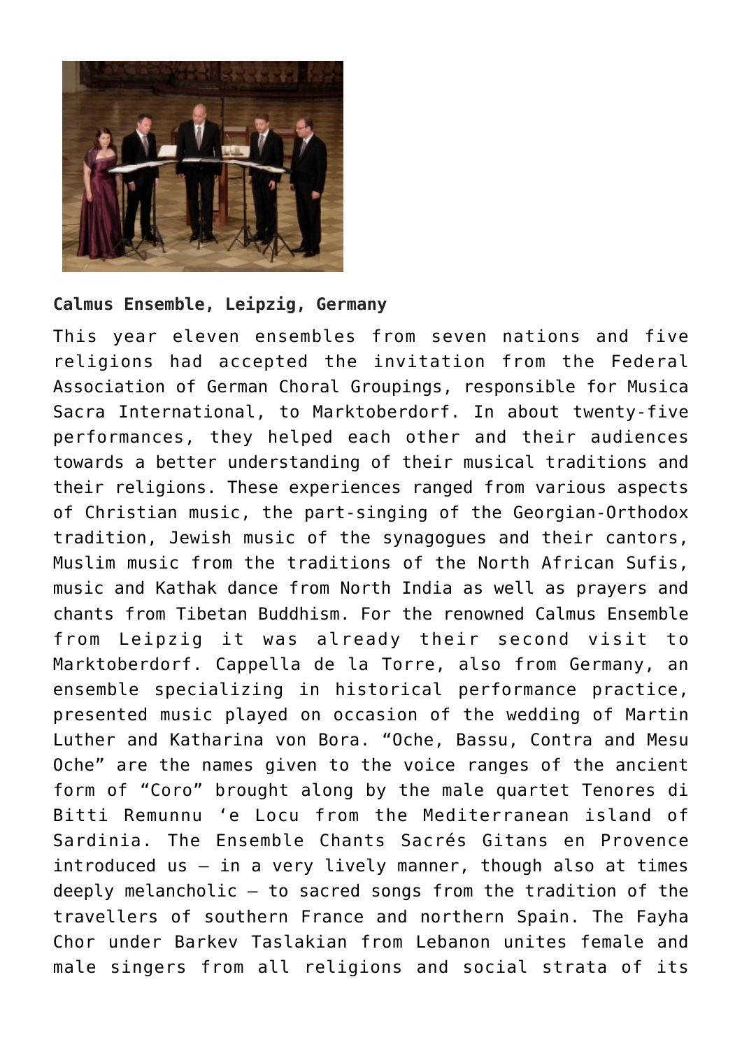**Calmus Ensemble, Leipzig, Germany**

This year eleven ensembles from seven nations and five religions had accepted the invitation from the Federal Association of German Choral Groupings, responsible for Musica Sacra International, to Marktoberdorf. In about twenty-five performances, they helped each other and their audiences towards a better understanding of their musical traditions and their religions. These experiences ranged from various aspects of Christian music, the part-singing of the Georgian-Orthodox tradition, Jewish music of the synagogues and their cantors, Muslim music from the traditions of the North African Sufis, music and Kathak dance from North India as well as prayers and chants from Tibetan Buddhism. For the renowned Calmus Ensemble from Leipzig it was already their second visit to Marktoberdorf. Cappella de la Torre, also from Germany, an ensemble specializing in historical performance practice, presented music played on occasion of the wedding of Martin Luther and Katharina von Bora. “Oche, Bassu, Contra and Mesu Oche” are the names given to the voice ranges of the ancient form of “Coro” brought along by the male quartet Tenores di Bitti Remunnu ‘e Locu from the Mediterranean island of Sardinia. The Ensemble Chants Sacrés Gitans en Provence introduced us – in a very lively manner, though also at times deeply melancholic – to sacred songs from the tradition of the travellers of southern France and northern Spain. The Fayha Chor under Barkev Taslakian from Lebanon unites female and male singers from all religions and social strata of its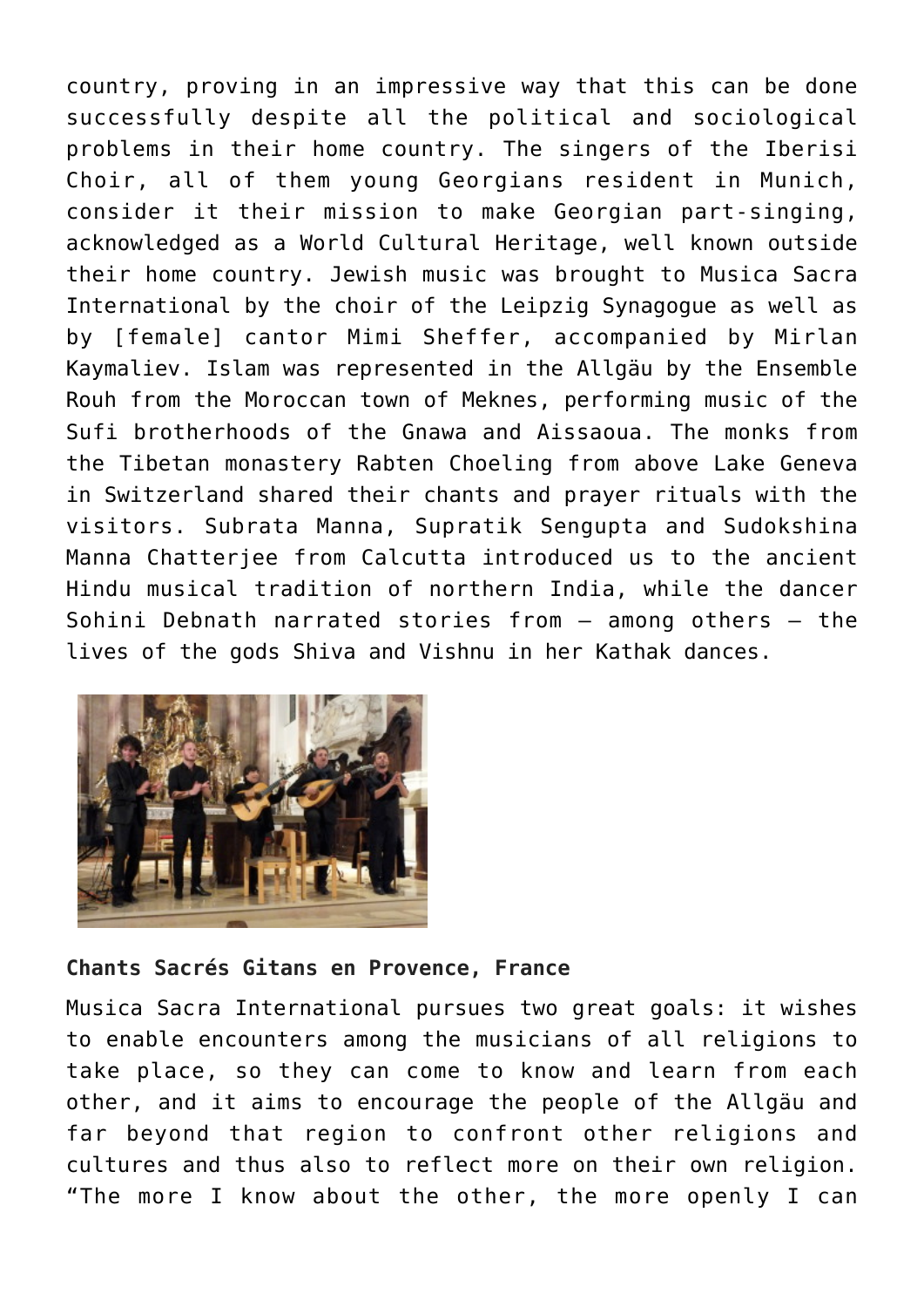country, proving in an impressive way that this can be done successfully despite all the political and sociological problems in their home country. The singers of the Iberisi Choir, all of them young Georgians resident in Munich, consider it their mission to make Georgian part-singing, acknowledged as a World Cultural Heritage, well known outside their home country. Jewish music was brought to Musica Sacra International by the choir of the Leipzig Synagogue as well as by [female] cantor Mimi Sheffer, accompanied by Mirlan Kaymaliev. Islam was represented in the Allgäu by the Ensemble Rouh from the Moroccan town of Meknes, performing music of the Sufi brotherhoods of the Gnawa and Aissaoua. The monks from the Tibetan monastery Rabten Choeling from above Lake Geneva in Switzerland shared their chants and prayer rituals with the visitors. Subrata Manna, Supratik Sengupta and Sudokshina Manna Chatterjee from Calcutta introduced us to the ancient Hindu musical tradition of northern India, while the dancer Sohini Debnath narrated stories from – among others – the lives of the gods Shiva and Vishnu in her Kathak dances.

**Chants Sacrés Gitans en Provence, France**

Musica Sacra International pursues two great goals: it wishes to enable encounters among the musicians of all religions to take place, so they can come to know and learn from each other, and it aims to encourage the people of the Allgäu and far beyond that region to confront other religions and cultures and thus also to reflect more on their own religion. "The more I know about the other, the more openly I can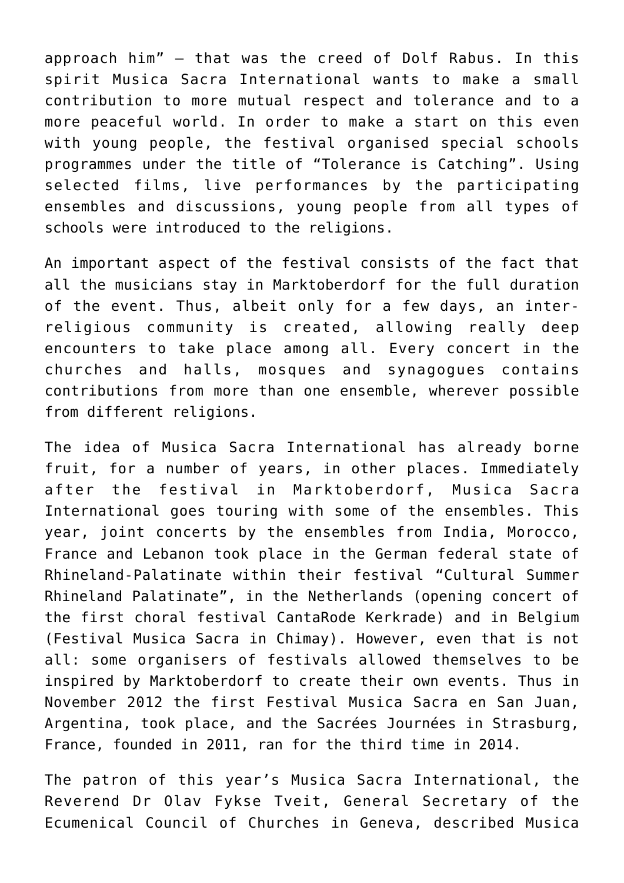approach him" – that was the creed of Dolf Rabus. In this spirit Musica Sacra International wants to make a small contribution to more mutual respect and tolerance and to a more peaceful world. In order to make a start on this even with young people, the festival organised special schools programmes under the title of "Tolerance is Catching". Using selected films, live performances by the participating ensembles and discussions, young people from all types of schools were introduced to the religions.

An important aspect of the festival consists of the fact that all the musicians stay in Marktoberdorf for the full duration of the event. Thus, albeit only for a few days, an inter-religious community is created, allowing really deep encounters to take place among all. Every concert in the churches and halls, mosques and synagogues contains contributions from more than one ensemble, wherever possible from different religions.

The idea of Musica Sacra International has already borne fruit, for a number of years, in other places. Immediately after the festival in Marktoberdorf, Musica Sacra International goes touring with some of the ensembles. This year, joint concerts by the ensembles from India, Morocco, France and Lebanon took place in the German federal state of Rhineland-Palatinate within their festival "Cultural Summer Rhineland Palatinate", in the Netherlands (opening concert of the first choral festival CantaRode Kerkrade) and in Belgium (Festival Musica Sacra in Chimay). However, even that is not all: some organisers of festivals allowed themselves to be inspired by Marktoberdorf to create their own events. Thus in November 2012 the first Festival Musica Sacra en San Juan, Argentina, took place, and the Sacrées Journées in Strasburg, France, founded in 2011, ran for the third time in 2014.

The patron of this year's Musica Sacra International, the Reverend Dr Olav Fykse Tveit, General Secretary of the Ecumenical Council of Churches in Geneva, described Musica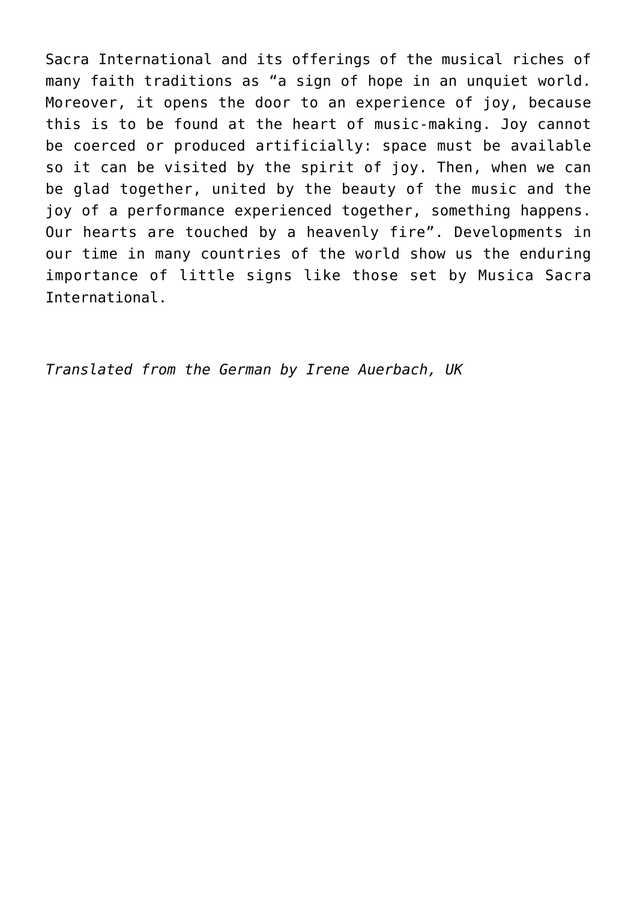Sacra International and its offerings of the musical riches of many faith traditions as “a sign of hope in an unquiet world. Moreover, it opens the door to an experience of joy, because this is to be found at the heart of music-making. Joy cannot be coerced or produced artificially: space must be available so it can be visited by the spirit of joy. Then, when we can be glad together, united by the beauty of the music and the joy of a performance experienced together, something happens. Our hearts are touched by a heavenly fire”. Developments in our time in many countries of the world show us the enduring importance of little signs like those set by Musica Sacra International.

*Translated from the German by Irene Auerbach, UK*